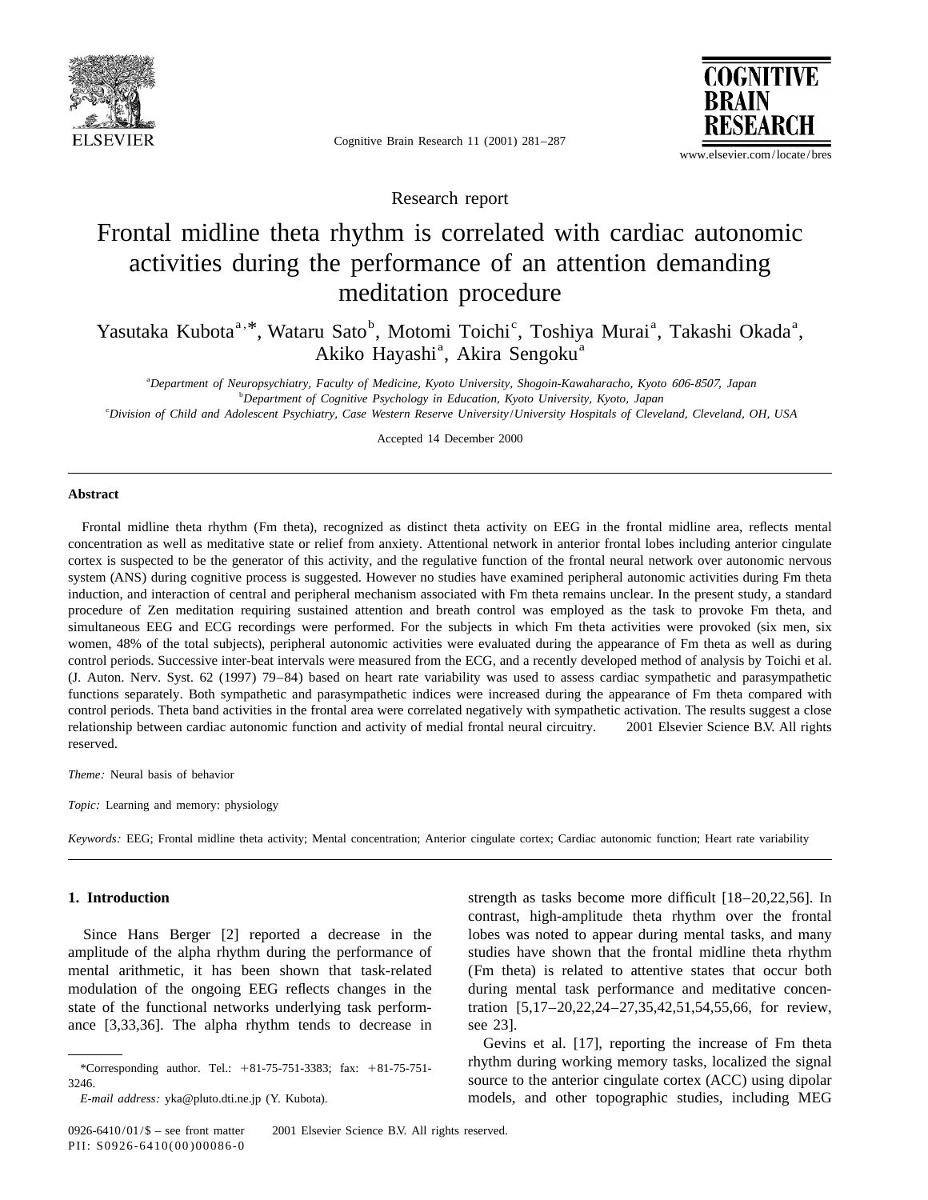Research report

# Frontal midline theta rhythm is correlated with cardiac autonomic activities during the performance of an attention demanding meditation procedure

Yasutaka Kubota[a,*], Wataru Sato[b], Motomi Toichi[c], Toshiya Murai[a], Takashi Okada[a], Akiko Hayashi[a], Akira Sengoku[a]

[a]*Department of Neuropsychiatry, Faculty of Medicine, Kyoto University, Shogoin-Kawaharacho, Kyoto 606-8507, Japan*
[b]*Department of Cognitive Psychology in Education, Kyoto University, Kyoto, Japan*
[c]*Division of Child and Adolescent Psychiatry, Case Western Reserve University/University Hospitals of Cleveland, Cleveland, OH, USA*

Accepted 14 December 2000

## Abstract

Frontal midline theta rhythm (Fm theta), recognized as distinct theta activity on EEG in the frontal midline area, reflects mental concentration as well as meditative state or relief from anxiety. Attentional network in anterior frontal lobes including anterior cingulate cortex is suspected to be the generator of this activity, and the regulative function of the frontal neural network over autonomic nervous system (ANS) during cognitive process is suggested. However no studies have examined peripheral autonomic activities during Fm theta induction, and interaction of central and peripheral mechanism associated with Fm theta remains unclear. In the present study, a standard procedure of Zen meditation requiring sustained attention and breath control was employed as the task to provoke Fm theta, and simultaneous EEG and ECG recordings were performed. For the subjects in which Fm theta activities were provoked (six men, six women, 48% of the total subjects), peripheral autonomic activities were evaluated during the appearance of Fm theta as well as during control periods. Successive inter-beat intervals were measured from the ECG, and a recently developed method of analysis by Toichi et al. (J. Auton. Nerv. Syst. 62 (1997) 79–84) based on heart rate variability was used to assess cardiac sympathetic and parasympathetic functions separately. Both sympathetic and parasympathetic indices were increased during the appearance of Fm theta compared with control periods. Theta band activities in the frontal area were correlated negatively with sympathetic activation. The results suggest a close relationship between cardiac autonomic function and activity of medial frontal neural circuitry. © 2001 Elsevier Science B.V. All rights reserved.

*Theme:* Neural basis of behavior

*Topic:* Learning and memory: physiology

*Keywords:* EEG; Frontal midline theta activity; Mental concentration; Anterior cingulate cortex; Cardiac autonomic function; Heart rate variability

## 1. Introduction

Since Hans Berger [2] reported a decrease in the amplitude of the alpha rhythm during the performance of mental arithmetic, it has been shown that task-related modulation of the ongoing EEG reflects changes in the state of the functional networks underlying task performance [3,33,36]. The alpha rhythm tends to decrease in strength as tasks become more difficult [18–20,22,56]. In contrast, high-amplitude theta rhythm over the frontal lobes was noted to appear during mental tasks, and many studies have shown that the frontal midline theta rhythm (Fm theta) is related to attentive states that occur both during mental task performance and meditative concentration [5,17–20,22,24–27,35,42,51,54,55,66, for review, see 23].

Gevins et al. [17], reporting the increase of Fm theta rhythm during working memory tasks, localized the signal source to the anterior cingulate cortex (ACC) using dipolar models, and other topographic studies, including MEG

*Corresponding author. Tel.: +81-75-751-3383; fax: +81-75-751-3246.
*E-mail address:* yka@pluto.dti.ne.jp (Y. Kubota).

0926-6410/01/$ – see front matter © 2001 Elsevier Science B.V. All rights reserved.
PII: S0926-6410(00)00086-0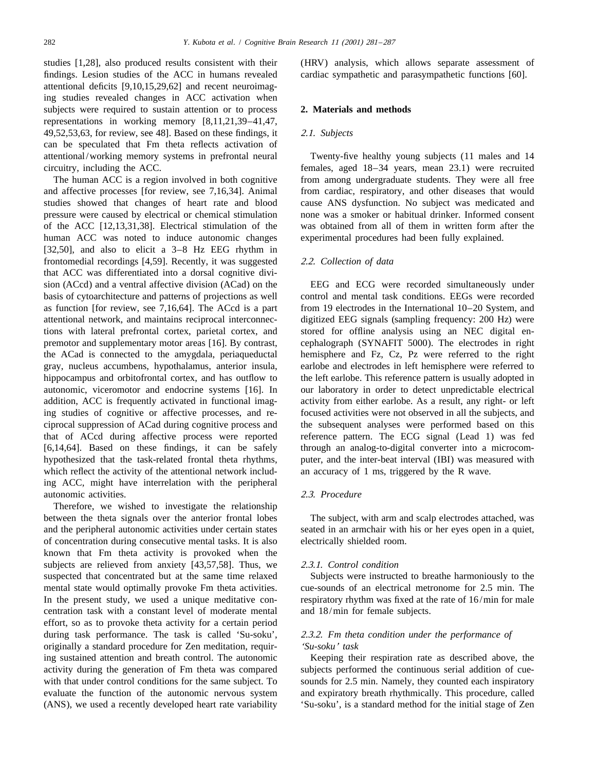studies [1,28], also produced results consistent with their findings. Lesion studies of the ACC in humans revealed attentional deficits [9,10,15,29,62] and recent neuroimaging studies revealed changes in ACC activation when subjects were required to sustain attention or to process representations in working memory [8,11,21,39–41,47, 49,52,53,63, for review, see 48]. Based on these findings, it can be speculated that Fm theta reflects activation of attentional/working memory systems in prefrontal neural circuitry, including the ACC.

The human ACC is a region involved in both cognitive and affective processes [for review, see 7,16,34]. Animal studies showed that changes of heart rate and blood pressure were caused by electrical or chemical stimulation of the ACC [12,13,31,38]. Electrical stimulation of the human ACC was noted to induce autonomic changes [32,50], and also to elicit a 3–8 Hz EEG rhythm in frontomedial recordings [4,59]. Recently, it was suggested that ACC was differentiated into a dorsal cognitive division (ACcd) and a ventral affective division (ACad) on the basis of cytoarchitecture and patterns of projections as well as function [for review, see 7,16,64]. The ACcd is a part attentional network, and maintains reciprocal interconnections with lateral prefrontal cortex, parietal cortex, and premotor and supplementary motor areas [16]. By contrast, the ACad is connected to the amygdala, periaqueductal gray, nucleus accumbens, hypothalamus, anterior insula, hippocampus and orbitofrontal cortex, and has outflow to autonomic, viceromotor and endocrine systems [16]. In addition, ACC is frequently activated in functional imaging studies of cognitive or affective processes, and reciprocal suppression of ACad during cognitive process and that of ACcd during affective process were reported [6,14,64]. Based on these findings, it can be safely hypothesized that the task-related frontal theta rhythms, which reflect the activity of the attentional network including ACC, might have interrelation with the peripheral autonomic activities.

Therefore, we wished to investigate the relationship between the theta signals over the anterior frontal lobes and the peripheral autonomic activities under certain states of concentration during consecutive mental tasks. It is also known that Fm theta activity is provoked when the subjects are relieved from anxiety [43,57,58]. Thus, we suspected that concentrated but at the same time relaxed mental state would optimally provoke Fm theta activities. In the present study, we used a unique meditative concentration task with a constant level of moderate mental effort, so as to provoke theta activity for a certain period during task performance. The task is called 'Su-soku', originally a standard procedure for Zen meditation, requiring sustained attention and breath control. The autonomic activity during the generation of Fm theta was compared with that under control conditions for the same subject. To evaluate the function of the autonomic nervous system (ANS), we used a recently developed heart rate variability (HRV) analysis, which allows separate assessment of cardiac sympathetic and parasympathetic functions [60].

## 2. Materials and methods

### *2.1. Subjects*

Twenty-five healthy young subjects (11 males and 14 females, aged 18–34 years, mean 23.1) were recruited from among undergraduate students. They were all free from cardiac, respiratory, and other diseases that would cause ANS dysfunction. No subject was medicated and none was a smoker or habitual drinker. Informed consent was obtained from all of them in written form after the experimental procedures had been fully explained.

### *2.2. Collection of data*

EEG and ECG were recorded simultaneously under control and mental task conditions. EEGs were recorded from 19 electrodes in the International 10–20 System, and digitized EEG signals (sampling frequency: 200 Hz) were stored for offline analysis using an NEC digital encephalograph (SYNAFIT 5000). The electrodes in right hemisphere and Fz, Cz, Pz were referred to the right earlobe and electrodes in left hemisphere were referred to the left earlobe. This reference pattern is usually adopted in our laboratory in order to detect unpredictable electrical activity from either earlobe. As a result, any right- or left focused activities were not observed in all the subjects, and the subsequent analyses were performed based on this reference pattern. The ECG signal (Lead 1) was fed through an analog-to-digital converter into a microcomputer, and the inter-beat interval (IBI) was measured with an accuracy of 1 ms, triggered by the R wave.

### *2.3. Procedure*

The subject, with arm and scalp electrodes attached, was seated in an armchair with his or her eyes open in a quiet, electrically shielded room.

#### *2.3.1. Control condition*

Subjects were instructed to breathe harmoniously to the cue-sounds of an electrical metronome for 2.5 min. The respiratory rhythm was fixed at the rate of 16/min for male and 18/min for female subjects.

#### *2.3.2. Fm theta condition under the performance of 'Su-soku' task*

Keeping their respiration rate as described above, the subjects performed the continuous serial addition of cue-sounds for 2.5 min. Namely, they counted each inspiratory and expiratory breath rhythmically. This procedure, called 'Su-soku', is a standard method for the initial stage of Zen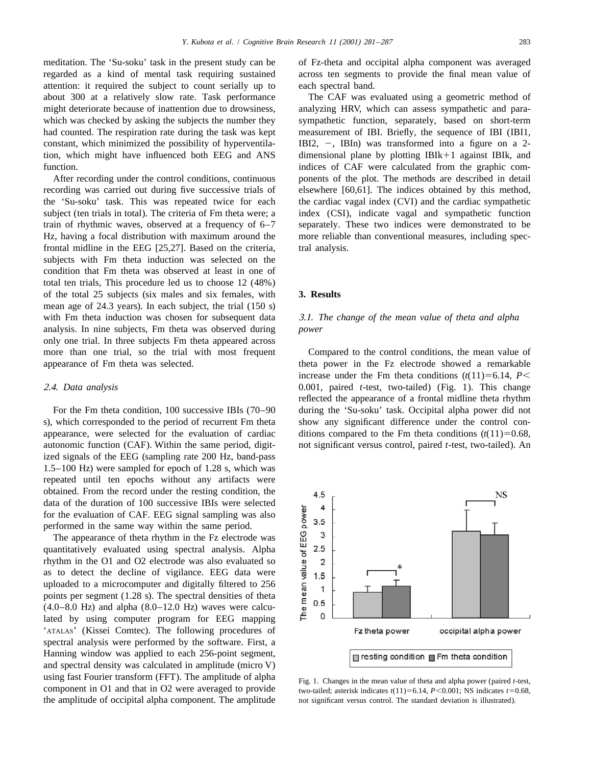meditation. The 'Su-soku' task in the present study can be regarded as a kind of mental task requiring sustained attention: it required the subject to count serially up to about 300 at a relatively slow rate. Task performance might deteriorate because of inattention due to drowsiness, which was checked by asking the subjects the number they had counted. The respiration rate during the task was kept constant, which minimized the possibility of hyperventilation, which might have influenced both EEG and ANS function.

After recording under the control conditions, continuous recording was carried out during five successive trials of the 'Su-soku' task. This was repeated twice for each subject (ten trials in total). The criteria of Fm theta were; a train of rhythmic waves, observed at a frequency of 6–7 Hz, having a focal distribution with maximum around the frontal midline in the EEG [25,27]. Based on the criteria, subjects with Fm theta induction was selected on the condition that Fm theta was observed at least in one of total ten trials, This procedure led us to choose 12 (48%) of the total 25 subjects (six males and six females, with mean age of 24.3 years). In each subject, the trial (150 s) with Fm theta induction was chosen for subsequent data analysis. In nine subjects, Fm theta was observed during only one trial. In three subjects Fm theta appeared across more than one trial, so the trial with most frequent appearance of Fm theta was selected.

### 2.4. Data analysis

For the Fm theta condition, 100 successive IBIs (70–90 s), which corresponded to the period of recurrent Fm theta appearance, were selected for the evaluation of cardiac autonomic function (CAF). Within the same period, digitized signals of the EEG (sampling rate 200 Hz, band-pass 1.5–100 Hz) were sampled for epoch of 1.28 s, which was repeated until ten epochs without any artifacts were obtained. From the record under the resting condition, the data of the duration of 100 successive IBIs were selected for the evaluation of CAF. EEG signal sampling was also performed in the same way within the same period.

The appearance of theta rhythm in the Fz electrode was quantitatively evaluated using spectral analysis. Alpha rhythm in the O1 and O2 electrode was also evaluated so as to detect the decline of vigilance. EEG data were uploaded to a microcomputer and digitally filtered to 256 points per segment (1.28 s). The spectral densities of theta (4.0–8.0 Hz) and alpha (8.0–12.0 Hz) waves were calculated by using computer program for EEG mapping 'ATALAS' (Kissei Comtec). The following procedures of spectral analysis were performed by the software. First, a Hanning window was applied to each 256-point segment, and spectral density was calculated in amplitude (micro V) using fast Fourier transform (FFT). The amplitude of alpha component in O1 and that in O2 were averaged to provide the amplitude of occipital alpha component. The amplitude of Fz-theta and occipital alpha component was averaged across ten segments to provide the final mean value of each spectral band.

The CAF was evaluated using a geometric method of analyzing HRV, which can assess sympathetic and parasympathetic function, separately, based on short-term measurement of IBI. Briefly, the sequence of IBI (IBI1, IBI2, −, IBIn) was transformed into a figure on a 2-dimensional plane by plotting IBIk+1 against IBIk, and indices of CAF were calculated from the graphic components of the plot. The methods are described in detail elsewhere [60,61]. The indices obtained by this method, the cardiac vagal index (CVI) and the cardiac sympathetic index (CSI), indicate vagal and sympathetic function separately. These two indices were demonstrated to be more reliable than conventional measures, including spectral analysis.

## 3. Results

### 3.1. The change of the mean value of theta and alpha power

Compared to the control conditions, the mean value of theta power in the Fz electrode showed a remarkable increase under the Fm theta conditions ($t(11)=6.14$, $P<0.001$, paired $t$-test, two-tailed) (Fig. 1). This change reflected the appearance of a frontal midline theta rhythm during the 'Su-soku' task. Occipital alpha power did not show any significant difference under the control conditions compared to the Fm theta conditions ($t(11)=0.68$, not significant versus control, paired $t$-test, two-tailed). An

Fig. 1. Changes in the mean value of theta and alpha power (paired $t$-test, two-tailed; asterisk indicates $t(11)=6.14$, $P<0.001$; NS indicates $t=0.68$, not significant versus control. The standard deviation is illustrated).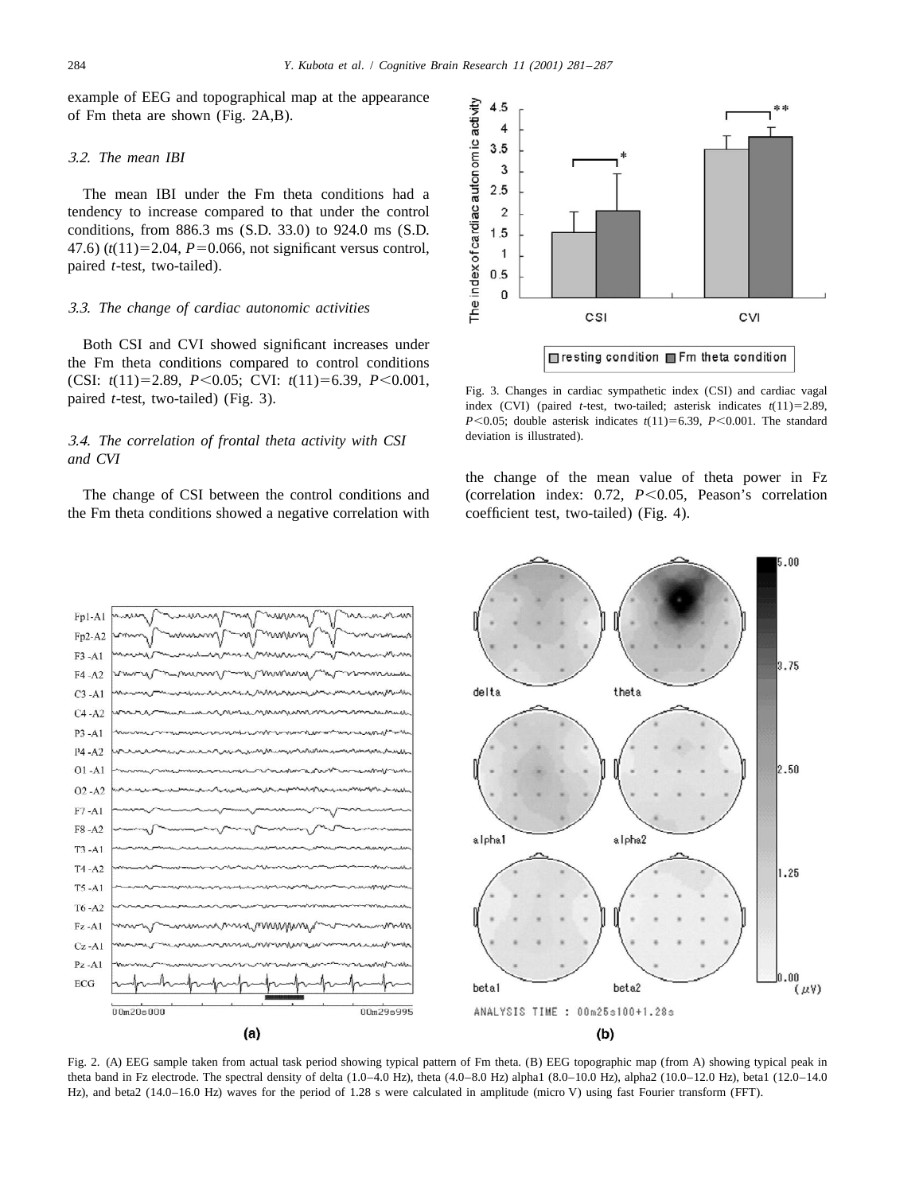example of EEG and topographical map at the appearance of Fm theta are shown (Fig. 2A,B).

### 3.2. The mean IBI

The mean IBI under the Fm theta conditions had a tendency to increase compared to that under the control conditions, from 886.3 ms (S.D. 33.0) to 924.0 ms (S.D. 47.6) ($t(11)=2.04$, $P=0.066$, not significant versus control, paired *t*-test, two-tailed).

### 3.3. The change of cardiac autonomic activities

Both CSI and CVI showed significant increases under the Fm theta conditions compared to control conditions (CSI: $t(11)=2.89$, $P<0.05$; CVI: $t(11)=6.39$, $P<0.001$, paired *t*-test, two-tailed) (Fig. 3).

Fig. 3. Changes in cardiac sympathetic index (CSI) and cardiac vagal index (CVI) (paired *t*-test, two-tailed; asterisk indicates $t(11)=2.89$, $P<0.05$; double asterisk indicates $t(11)=6.39$, $P<0.001$. The standard deviation is illustrated).

### 3.4. The correlation of frontal theta activity with CSI and CVI

The change of CSI between the control conditions and the Fm theta conditions showed a negative correlation with the change of the mean value of theta power in Fz (correlation index: 0.72, $P<0.05$, Peason's correlation coefficient test, two-tailed) (Fig. 4).

Fig. 2. (A) EEG sample taken from actual task period showing typical pattern of Fm theta. (B) EEG topographic map (from A) showing typical peak in theta band in Fz electrode. The spectral density of delta (1.0–4.0 Hz), theta (4.0–8.0 Hz) alpha1 (8.0–10.0 Hz), alpha2 (10.0–12.0 Hz), beta1 (12.0–14.0 Hz), and beta2 (14.0–16.0 Hz) waves for the period of 1.28 s were calculated in amplitude (micro V) using fast Fourier transform (FFT).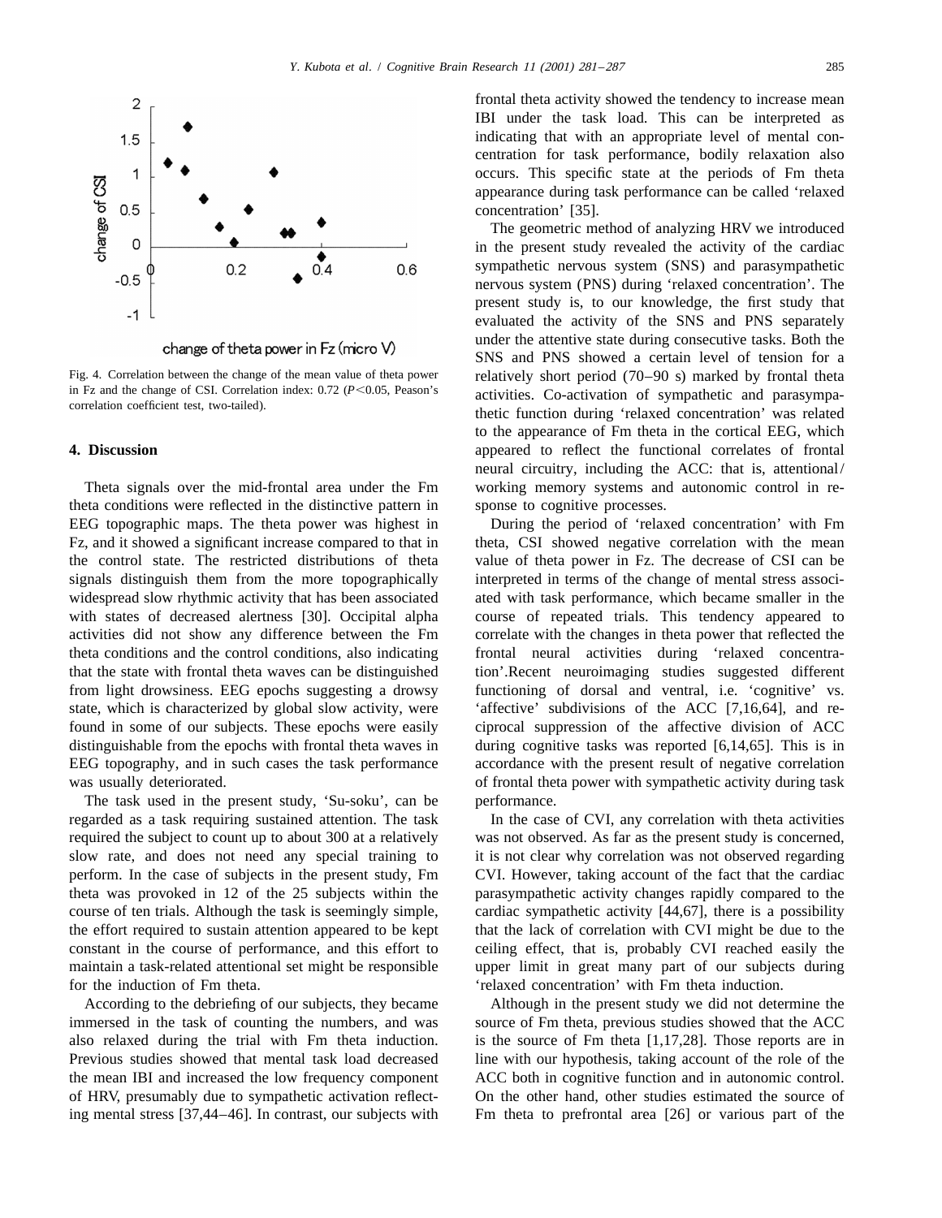2

1.5

1

0.5

0

-0.5

-1

0

0.2

0.4

0.6

change of CSI

change of theta power in Fz (micro V)

Fig. 4. Correlation between the change of the mean value of theta power in Fz and the change of CSI. Correlation index: 0.72 ($P<0.05$, Peason's correlation coefficient test, two-tailed).

## 4. Discussion

Theta signals over the mid-frontal area under the Fm theta conditions were reflected in the distinctive pattern in EEG topographic maps. The theta power was highest in Fz, and it showed a significant increase compared to that in the control state. The restricted distributions of theta signals distinguish them from the more topographically widespread slow rhythmic activity that has been associated with states of decreased alertness [30]. Occipital alpha activities did not show any difference between the Fm theta conditions and the control conditions, also indicating that the state with frontal theta waves can be distinguished from light drowsiness. EEG epochs suggesting a drowsy state, which is characterized by global slow activity, were found in some of our subjects. These epochs were easily distinguishable from the epochs with frontal theta waves in EEG topography, and in such cases the task performance was usually deteriorated.

The task used in the present study, 'Su-soku', can be regarded as a task requiring sustained attention. The task required the subject to count up to about 300 at a relatively slow rate, and does not need any special training to perform. In the case of subjects in the present study, Fm theta was provoked in 12 of the 25 subjects within the course of ten trials. Although the task is seemingly simple, the effort required to sustain attention appeared to be kept constant in the course of performance, and this effort to maintain a task-related attentional set might be responsible for the induction of Fm theta.

According to the debriefing of our subjects, they became immersed in the task of counting the numbers, and was also relaxed during the trial with Fm theta induction. Previous studies showed that mental task load decreased the mean IBI and increased the low frequency component of HRV, presumably due to sympathetic activation reflecting mental stress [37,44–46]. In contrast, our subjects with frontal theta activity showed the tendency to increase mean IBI under the task load. This can be interpreted as indicating that with an appropriate level of mental concentration for task performance, bodily relaxation also occurs. This specific state at the periods of Fm theta appearance during task performance can be called 'relaxed concentration' [35].

The geometric method of analyzing HRV we introduced in the present study revealed the activity of the cardiac sympathetic nervous system (SNS) and parasympathetic nervous system (PNS) during 'relaxed concentration'. The present study is, to our knowledge, the first study that evaluated the activity of the SNS and PNS separately under the attentive state during consecutive tasks. Both the SNS and PNS showed a certain level of tension for a relatively short period (70–90 s) marked by frontal theta activities. Co-activation of sympathetic and parasympathetic function during 'relaxed concentration' was related to the appearance of Fm theta in the cortical EEG, which appeared to reflect the functional correlates of frontal neural circuitry, including the ACC: that is, attentional/working memory systems and autonomic control in response to cognitive processes.

During the period of 'relaxed concentration' with Fm theta, CSI showed negative correlation with the mean value of theta power in Fz. The decrease of CSI can be interpreted in terms of the change of mental stress associated with task performance, which became smaller in the course of repeated trials. This tendency appeared to correlate with the changes in theta power that reflected the frontal neural activities during 'relaxed concentration'.Recent neuroimaging studies suggested different functioning of dorsal and ventral, i.e. 'cognitive' vs. 'affective' subdivisions of the ACC [7,16,64], and reciprocal suppression of the affective division of ACC during cognitive tasks was reported [6,14,65]. This is in accordance with the present result of negative correlation of frontal theta power with sympathetic activity during task performance.

In the case of CVI, any correlation with theta activities was not observed. As far as the present study is concerned, it is not clear why correlation was not observed regarding CVI. However, taking account of the fact that the cardiac parasympathetic activity changes rapidly compared to the cardiac sympathetic activity [44,67], there is a possibility that the lack of correlation with CVI might be due to the ceiling effect, that is, probably CVI reached easily the upper limit in great many part of our subjects during 'relaxed concentration' with Fm theta induction.

Although in the present study we did not determine the source of Fm theta, previous studies showed that the ACC is the source of Fm theta [1,17,28]. Those reports are in line with our hypothesis, taking account of the role of the ACC both in cognitive function and in autonomic control. On the other hand, other studies estimated the source of Fm theta to prefrontal area [26] or various part of the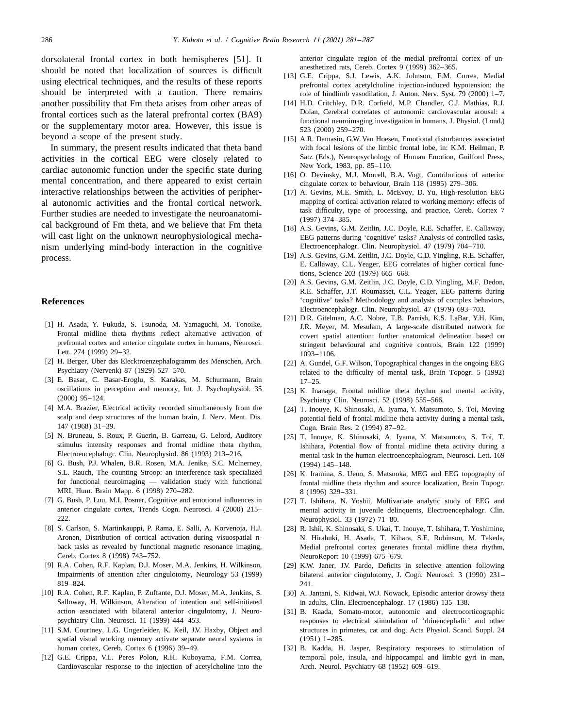dorsolateral frontal cortex in both hemispheres [51]. It should be noted that localization of sources is difficult using electrical techniques, and the results of these reports should be interpreted with a caution. There remains another possibility that Fm theta arises from other areas of frontal cortices such as the lateral prefrontal cortex (BA9) or the supplementary motor area. However, this issue is beyond a scope of the present study.

In summary, the present results indicated that theta band activities in the cortical EEG were closely related to cardiac autonomic function under the specific state during mental concentration, and there appeared to exist certain interactive relationships between the activities of peripheral autonomic activities and the frontal cortical network. Further studies are needed to investigate the neuroanatomical background of Fm theta, and we believe that Fm theta will cast light on the unknown neurophysiological mechanism underlying mind-body interaction in the cognitive process.

## References

[1] H. Asada, Y. Fukuda, S. Tsunoda, M. Yamaguchi, M. Tonoike, Frontal midline theta rhythms reflect alternative activation of prefrontal cortex and anterior cingulate cortex in humans, Neurosci. Lett. 274 (1999) 29–32.

[2] H. Berger, Uber das Elecktroenzephalogramm des Menschen, Arch. Psychiatry (Nervenk) 87 (1929) 527–570.

[3] E. Basar, C. Basar-Eroglu, S. Karakas, M. Schurmann, Brain oscillations in perception and memory, Int. J. Psychophysiol. 35 (2000) 95–124.

[4] M.A. Brazier, Electrical activity recorded simultaneously from the scalp and deep structures of the human brain, J. Nerv. Ment. Dis. 147 (1968) 31–39.

[5] N. Bruneau, S. Roux, P. Guerin, B. Garreau, G. Lelord, Auditory stimulus intensity responses and frontal midline theta rhythm, Electroencephalogr. Clin. Neurophysiol. 86 (1993) 213–216.

[6] G. Bush, P.J. Whalen, B.R. Rosen, M.A. Jenike, S.C. Mclnerney, S.L. Rauch, The counting Stroop: an interference task specialized for functional neuroimaging — validation study with functional MRI, Hum. Brain Mapp. 6 (1998) 270–282.

[7] G. Bush, P. Luu, M.I. Posner, Cognitive and emotional influences in anterior cingulate cortex, Trends Cogn. Neurosci. 4 (2000) 215–222.

[8] S. Carlson, S. Martinkauppi, P. Rama, E. Salli, A. Korvenoja, H.J. Aronen, Distribution of cortical activation during visuospatial n-back tasks as revealed by functional magnetic resonance imaging, Cereb. Cortex 8 (1998) 743–752.

[9] R.A. Cohen, R.F. Kaplan, D.J. Moser, M.A. Jenkins, H. Wilkinson, Impairments of attention after cingulotomy, Neurology 53 (1999) 819–824.

[10] R.A. Cohen, R.F. Kaplan, P. Zuffante, D.J. Moser, M.A. Jenkins, S. Salloway, H. Wilkinson, Alteration of intention and self-initiated action associated with bilateral anterior cingulotomy, J. Neuropsychiatry Clin. Neurosci. 11 (1999) 444–453.

[11] S.M. Courtney, L.G. Ungerleider, K. Keil, J.V. Haxby, Object and spatial visual working memory activate separate neural systems in human cortex, Cereb. Cortex 6 (1996) 39–49.

[12] G.E. Crippa, V.L. Peres Polon, R.H. Kuboyama, F.M. Correa, Cardiovascular response to the injection of acetylcholine into the anterior cingulate region of the medial prefrontal cortex of unanesthetized rats, Cereb. Cortex 9 (1999) 362–365.

[13] G.E. Crippa, S.J. Lewis, A.K. Johnson, F.M. Correa, Medial prefrontal cortex acetylcholine injection-induced hypotension: the role of hindlimb vasodilation, J. Auton. Nerv. Syst. 79 (2000) 1–7.

[14] H.D. Critchley, D.R. Corfield, M.P. Chandler, C.J. Mathias, R.J. Dolan, Cerebral correlates of autonomic cardiovascular arousal: a functional neuroimaging investigation in humans, J. Physiol. (Lond.) 523 (2000) 259–270.

[15] A.R. Damasio, G.W. Van Hoesen, Emotional disturbances associated with focal lesions of the limbic frontal lobe, in: K.M. Heilman, P. Satz (Eds.), Neuropsychology of Human Emotion, Guilford Press, New York, 1983, pp. 85–110.

[16] O. Devinsky, M.J. Morrell, B.A. Vogt, Contributions of anterior cingulate cortex to behaviour, Brain 118 (1995) 279–306.

[17] A. Gevins, M.E. Smith, L. McEvoy, D. Yu, High-resolution EEG mapping of cortical activation related to working memory: effects of task difficulty, type of processing, and practice, Cereb. Cortex 7 (1997) 374–385.

[18] A.S. Gevins, G.M. Zeitlin, J.C. Doyle, R.E. Schaffer, E. Callaway, EEG patterns during 'cognitive' tasks? Analysis of controlled tasks, Electroencephalogr. Clin. Neurophysiol. 47 (1979) 704–710.

[19] A.S. Gevins, G.M. Zeitlin, J.C. Doyle, C.D. Yingling, R.E. Schaffer, E. Callaway, C.L. Yeager, EEG correlates of higher cortical functions, Science 203 (1979) 665–668.

[20] A.S. Gevins, G.M. Zeitlin, J.C. Doyle, C.D. Yingling, M.F. Dedon, R.E. Schaffer, J.T. Roumasset, C.L. Yeager, EEG patterns during 'cognitive' tasks? Methodology and analysis of complex behaviors, Electroencephalogr. Clin. Neurophysiol. 47 (1979) 693–703.

[21] D.R. Gitelman, A.C. Nobre, T.B. Parrish, K.S. LaBar, Y.H. Kim, J.R. Meyer, M. Mesulam, A large-scale distributed network for covert spatial attention: further anatomical delineation based on stringent behavioural and cognitive controls, Brain 122 (1999) 1093–1106.

[22] A. Gundel, G.F. Wilson, Topographical changes in the ongoing EEG related to the difficulty of mental task, Brain Topogr. 5 (1992) 17–25.

[23] K. Inanaga, Frontal midline theta rhythm and mental activity, Psychiatry Clin. Neurosci. 52 (1998) 555–566.

[24] T. Inouye, K. Shinosaki, A. Iyama, Y. Matsumoto, S. Toi, Moving potential field of frontal midline theta activity during a mental task, Cogn. Brain Res. 2 (1994) 87–92.

[25] T. Inouye, K. Shinosaki, A. Iyama, Y. Matsumoto, S. Toi, T. Ishihara, Potential flow of frontal midline theta activity during a mental task in the human electroencephalogram, Neurosci. Lett. 169 (1994) 145–148.

[26] K. Iramina, S. Ueno, S. Matsuoka, MEG and EEG topography of frontal midline theta rhythm and source localization, Brain Topogr. 8 (1996) 329–331.

[27] T. Ishihara, N. Yoshii, Multivariate analytic study of EEG and mental activity in juvenile delinquents, Electroencephalogr. Clin. Neurophysiol. 33 (1972) 71–80.

[28] R. Ishii, K. Shinosaki, S. Ukai, T. Inouye, T. Ishihara, T. Yoshimine, N. Hirabuki, H. Asada, T. Kihara, S.E. Robinson, M. Takeda, Medial prefrontal cortex generates frontal midline theta rhythm, NeuroReport 10 (1999) 675–679.

[29] K.W. Janer, J.V. Pardo, Deficits in selective attention following bilateral anterior cingulotomy, J. Cogn. Neurosci. 3 (1990) 231–241.

[30] A. Jantani, S. Kidwai, W.J. Nowack, Episodic anterior drowsy theta in adults, Clin. Elecroencephalogr. 17 (1986) 135–138.

[31] B. Kaada, Somato-motor, autonomic and electrocorticographic responses to electrical stimulation of 'rhinencephalic' and other structures in primates, cat and dog, Acta Physiol. Scand. Suppl. 24 (1951) 1–285.

[32] B. Kadda, H. Jasper, Respiratory responses to stimulation of temporal pole, insula, and hippocampal and limbic gyri in man, Arch. Neurol. Psychiatry 68 (1952) 609–619.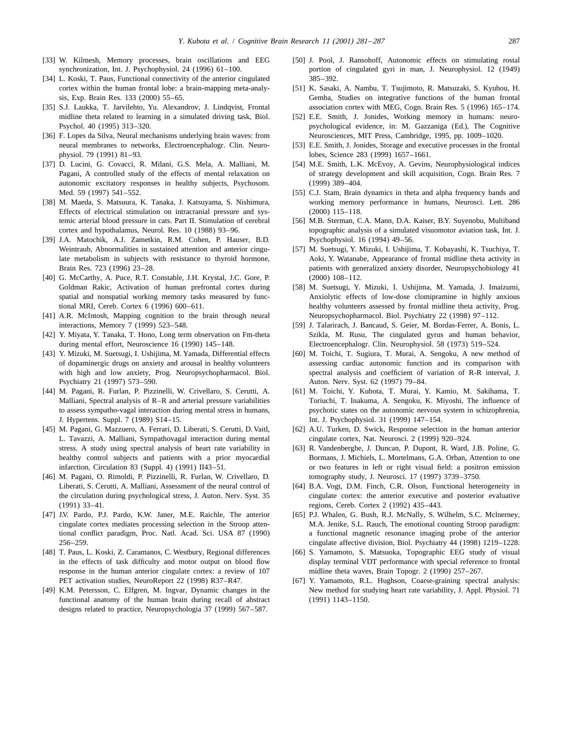[33] W. Kilmesh, Memory processes, brain oscillations and EEG synchronization, Int. J. Psychophysiol. 24 (1996) 61–100.

[34] L. Koski, T. Paus, Functional connectivity of the anterior cingulated cortex within the human frontal lobe: a brain-mapping meta-analysis, Exp. Brain Res. 133 (2000) 55–65.

[35] S.J. Laukka, T. Jarvilehto, Yu. Alexandrov, J. Lindqvist, Frontal midline theta related to learning in a simulated driving task, Biol. Psychol. 40 (1995) 313–320.

[36] F. Lopes da Silva, Neural mechanisms underlying brain waves: from neural membranes to networks, Electroencephalogr. Clin. Neurophysiol. 79 (1991) 81–93.

[37] D. Lucini, G. Covacci, R. Milani, G.S. Mela, A. Malliani, M. Pagani, A controlled study of the effects of mental relaxation on autonomic excitatory responses in healthy subjects, Psychosom. Med. 59 (1997) 541–552.

[38] M. Maeda, S. Matsuura, K. Tanaka, J. Katsuyama, S. Nishimura, Effects of electrical stimulation on intracranial pressure and systemic arterial blood pressure in cats. Part II. Stimulation of cerebral cortex and hypothalamus, Neurol. Res. 10 (1988) 93–96.

[39] J.A. Matochik, A.J. Zametkin, R.M. Cohen, P. Hauser, B.D. Weintraub, Abnormalities in sustained attention and anterior cingulate metabolism in subjects with resistance to thyroid hormone, Brain Res. 723 (1996) 23–28.

[40] G. McCarthy, A. Puce, R.T. Constable, J.H. Krystal, J.C. Gore, P. Goldman Rakic, Activation of human prefrontal cortex during spatial and nonspatial working memory tasks measured by functional MRI, Cereb. Cortex 6 (1996) 600–611.

[41] A.R. McIntosh, Mapping cognition to the brain through neural interactions, Memory 7 (1999) 523–548.

[42] Y. Miyata, Y. Tanaka, T. Hono, Long term observation on Fm-theta during mental effort, Neuroscience 16 (1990) 145–148.

[43] Y. Mizuki, M. Suetsugi, I. Ushijima, M. Yamada, Differential effects of dopaminergic drugs on anxiety and arousal in healthy volunteers with high and low anxiety, Prog. Neuropsychopharmacol. Biol. Psychiatry 21 (1997) 573–590.

[44] M. Pagani, R. Furlan, P. Pizzinelli, W. Crivellaro, S. Cerutti, A. Malliani, Spectral analysis of R–R and arterial pressure variabilities to assess sympatho-vagal interaction during mental stress in humans, J. Hypertens. Suppl. 7 (1989) S14–15.

[45] M. Pagani, G. Mazzuero, A. Ferrari, D. Liberati, S. Cerutti, D. Vaitl, L. Tavazzi, A. Malliani, Sympathovagal interaction during mental stress. A study using spectral analysis of heart rate variability in healthy control subjects and patients with a prior myocardial infarction, Circulation 83 (Suppl. 4) (1991) II43–51.

[46] M. Pagani, O. Rimoldi, P. Pizzinelli, R. Furlan, W. Crivellaro, D. Liberati, S. Cerutti, A. Malliani, Assessment of the neural control of the circulation during psychological stress, J. Auton. Nerv. Syst. 35 (1991) 33–41.

[47] J.V. Pardo, P.J. Pardo, K.W. Janer, M.E. Raichle, The anterior cingulate cortex mediates processing selection in the Stroop attentional conflict paradigm, Proc. Natl. Acad. Sci. USA 87 (1990) 256–259.

[48] T. Paus, L. Koski, Z. Caramanos, C. Westbury, Regional differences in the effects of task difficulty and motor output on blood flow response in the human anterior cingulate cortex: a review of 107 PET activation studies, NeuroReport 22 (1998) R37–R47.

[49] K.M. Petersson, C. Elfgren, M. Ingvar, Dynamic changes in the functional anatomy of the human brain during recall of abstract designs related to practice, Neuropsychologia 37 (1999) 567–587.

[50] J. Pool, J. Ransohoff, Autonomic effects on stimulating rostal portion of cingulated gyri in man, J. Neurophysiol. 12 (1949) 385–392.

[51] K. Sasaki, A. Nambu, T. Tsujimoto, R. Matsuzaki, S. Kyuhou, H. Gemba, Studies on integrative functions of the human frontal association cortex with MEG, Cogn. Brain Res. 5 (1996) 165–174.

[52] E.E. Smith, J. Jonides, Working memory in humans: neuropsychological evidence, in: M. Gazzaniga (Ed.), The Cognitive Neurosciences, MIT Press, Cambridge, 1995, pp. 1009–1020.

[53] E.E. Smith, J. Jonides, Storage and executive processes in the frontal lobes, Science 283 (1999) 1657–1661.

[54] M.E. Smith, L.K. McEvoy, A. Gevins, Neurophysiological indices of strategy development and skill acquisition, Cogn. Brain Res. 7 (1999) 389–404.

[55] C.J. Stam, Brain dynamics in theta and alpha frequency bands and working memory performance in humans, Neurosci. Lett. 286 (2000) 115–118.

[56] M.B. Sterman, C.A. Mann, D.A. Kaiser, B.Y. Suyenobu, Multiband topographic analysis of a simulated visuomotor aviation task, Int. J. Psychophysiol. 16 (1994) 49–56.

[57] M. Suetsugi, Y. Mizuki, I. Ushijima, T. Kobayashi, K. Tsuchiya, T. Aoki, Y. Watanabe, Appearance of frontal midline theta activity in patients with generalized anxiety disorder, Neuropsychobiology 41 (2000) 108–112.

[58] M. Suetsugi, Y. Mizuki, I. Ushijima, M. Yamada, J. Imaizumi, Anxiolytic effects of low-dose clomipramine in highly anxious healthy volunteers assessed by frontal midline theta activity, Prog. Neuropsychopharmacol. Biol. Psychiatry 22 (1998) 97–112.

[59] J. Talarirach, J. Bancaud, S. Geier, M. Bordas-Ferrer, A. Bonis, L. Szikla, M. Rusu, The cingulated gyrus and human behavior, Electroencephalogr. Clin. Neurophysiol. 58 (1973) 519–524.

[60] M. Toichi, T. Sugiura, T. Murai, A. Sengoku, A new method of assessing cardiac autonomic function and its comparison with spectral analysis and coefficient of variation of R-R interval, J. Auton. Nerv. Syst. 62 (1997) 79–84.

[61] M. Toichi, Y. Kubota, T. Murai, Y. Kamio, M. Sakihama, T. Toriuchi, T. Inakuma, A. Sengoku, K. Miyoshi, The influence of psychotic states on the autonomic nervous system in schizophrenia, Int. J. Psychophysiol. 31 (1999) 147–154.

[62] A.U. Turken, D. Swick, Response selection in the human anterior cingulate cortex, Nat. Neurosci. 2 (1999) 920–924.

[63] R. Vandenberghe, J. Duncan, P. Dupont, R. Ward, J.B. Poline, G. Bormans, J. Michiels, L. Mortelmans, G.A. Orban, Attention to one or two features in left or right visual field: a positron emission tomography study, J. Neurosci. 17 (1997) 3739–3750.

[64] B.A. Vogt, D.M. Finch, C.R. Olson, Functional heterogeneity in cingulate cortex: the anterior executive and posterior evaluative regions, Cereb. Cortex 2 (1992) 435–443.

[65] P.J. Whalen, G. Bush, R.J. McNally, S. Wilhelm, S.C. Mclnerney, M.A. Jenike, S.L. Rauch, The emotional counting Stroop paradigm: a functional magnetic resonance imaging probe of the anterior cingulate affective division, Biol. Psychiatry 44 (1998) 1219–1228.

[66] S. Yamamoto, S. Matsuoka, Topographic EEG study of visual display terminal VDT performance with special reference to frontal midline theta waves, Brain Topogr. 2 (1990) 257–267.

[67] Y. Yamamoto, R.L. Hughson, Coarse-graining spectral analysis: New method for studying heart rate variability, J. Appl. Physiol. 71 (1991) 1143–1150.